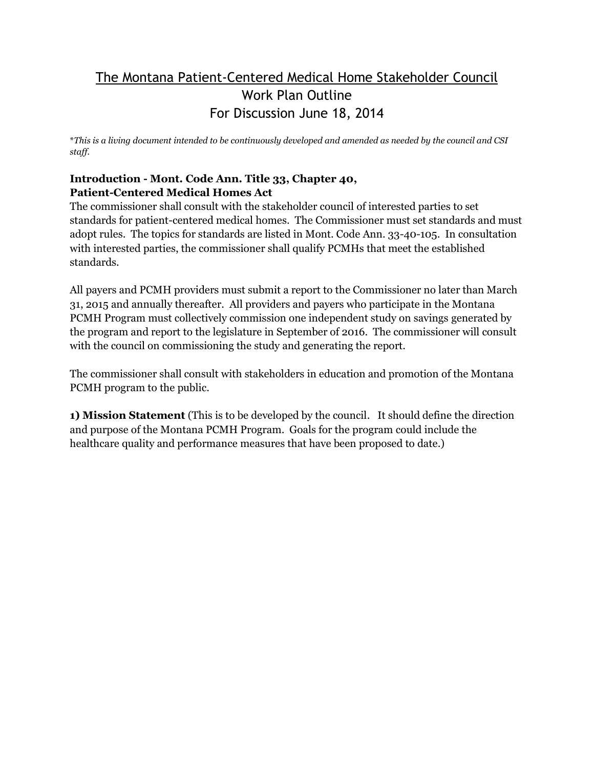# The Montana Patient-Centered Medical Home Stakeholder Council

## Work Plan Outline

## For Discussion June 18, 2014

*\*This is a living document intended to be continuously developed and amended as needed by the council and CSI staff.*

### Introduction - Mont. Code Ann. Title 33, Chapter 40, Patient-Centered Medical Homes Act

The commissioner shall consult with the stakeholder council of interested parties to set standards for patient-centered medical homes. The Commissioner must set standards and must adopt rules. The topics for standards are listed in Mont. Code Ann. 33-40-105. In consultation with interested parties, the commissioner shall qualify PCMHs that meet the established standards.

All payers and PCMH providers must submit a report to the Commissioner no later than March 31, 2015 and annually thereafter. All providers and payers who participate in the Montana PCMH Program must collectively commission one independent study on savings generated by the program and report to the legislature in September of 2016. The commissioner will consult with the council on commissioning the study and generating the report.

The commissioner shall consult with stakeholders in education and promotion of the Montana PCMH program to the public.

**1) Mission Statement** (This is to be developed by the council. It should define the direction and purpose of the Montana PCMH Program. Goals for the program could include the healthcare quality and performance measures that have been proposed to date.)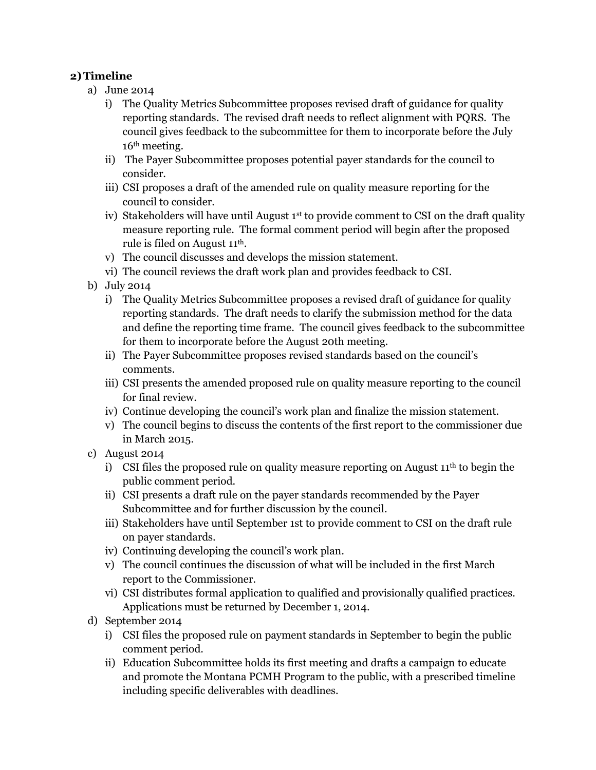## 2) Timeline

a) June 2014

   i) The Quality Metrics Subcommittee proposes revised draft of guidance for quality reporting standards. The revised draft needs to reflect alignment with PQRS. The council gives feedback to the subcommittee for them to incorporate before the July 16th meeting.

   ii) The Payer Subcommittee proposes potential payer standards for the council to consider.

   iii) CSI proposes a draft of the amended rule on quality measure reporting for the council to consider.

   iv) Stakeholders will have until August 1st to provide comment to CSI on the draft quality measure reporting rule. The formal comment period will begin after the proposed rule is filed on August 11th.

   v) The council discusses and develops the mission statement.

   vi) The council reviews the draft work plan and provides feedback to CSI.

b) July 2014

   i) The Quality Metrics Subcommittee proposes a revised draft of guidance for quality reporting standards. The draft needs to clarify the submission method for the data and define the reporting time frame. The council gives feedback to the subcommittee for them to incorporate before the August 20th meeting.

   ii) The Payer Subcommittee proposes revised standards based on the council's comments.

   iii) CSI presents the amended proposed rule on quality measure reporting to the council for final review.

   iv) Continue developing the council's work plan and finalize the mission statement.

   v) The council begins to discuss the contents of the first report to the commissioner due in March 2015.

c) August 2014

   i) CSI files the proposed rule on quality measure reporting on August 11th to begin the public comment period.

   ii) CSI presents a draft rule on the payer standards recommended by the Payer Subcommittee and for further discussion by the council.

   iii) Stakeholders have until September 1st to provide comment to CSI on the draft rule on payer standards.

   iv) Continuing developing the council's work plan.

   v) The council continues the discussion of what will be included in the first March report to the Commissioner.

   vi) CSI distributes formal application to qualified and provisionally qualified practices. Applications must be returned by December 1, 2014.

d) September 2014

   i) CSI files the proposed rule on payment standards in September to begin the public comment period.

   ii) Education Subcommittee holds its first meeting and drafts a campaign to educate and promote the Montana PCMH Program to the public, with a prescribed timeline including specific deliverables with deadlines.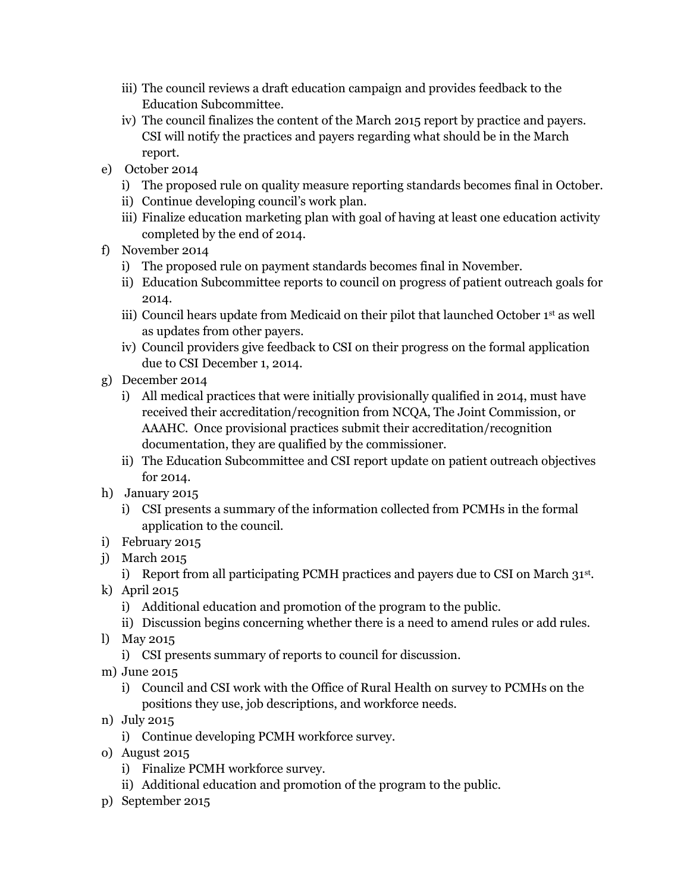iii) The council reviews a draft education campaign and provides feedback to the Education Subcommittee.
   iv) The council finalizes the content of the March 2015 report by practice and payers. CSI will notify the practices and payers regarding what should be in the March report.

e) October 2014
   i) The proposed rule on quality measure reporting standards becomes final in October.
   ii) Continue developing council's work plan.
   iii) Finalize education marketing plan with goal of having at least one education activity completed by the end of 2014.

f) November 2014
   i) The proposed rule on payment standards becomes final in November.
   ii) Education Subcommittee reports to council on progress of patient outreach goals for 2014.
   iii) Council hears update from Medicaid on their pilot that launched October 1st as well as updates from other payers.
   iv) Council providers give feedback to CSI on their progress on the formal application due to CSI December 1, 2014.

g) December 2014
   i) All medical practices that were initially provisionally qualified in 2014, must have received their accreditation/recognition from NCQA, The Joint Commission, or AAAHC. Once provisional practices submit their accreditation/recognition documentation, they are qualified by the commissioner.
   ii) The Education Subcommittee and CSI report update on patient outreach objectives for 2014.

h) January 2015
   i) CSI presents a summary of the information collected from PCMHs in the formal application to the council.

i) February 2015

j) March 2015
   i) Report from all participating PCMH practices and payers due to CSI on March 31st.

k) April 2015
   i) Additional education and promotion of the program to the public.
   ii) Discussion begins concerning whether there is a need to amend rules or add rules.

l) May 2015
   i) CSI presents summary of reports to council for discussion.

m) June 2015
   i) Council and CSI work with the Office of Rural Health on survey to PCMHs on the positions they use, job descriptions, and workforce needs.

n) July 2015
   i) Continue developing PCMH workforce survey.

o) August 2015
   i) Finalize PCMH workforce survey.
   ii) Additional education and promotion of the program to the public.

p) September 2015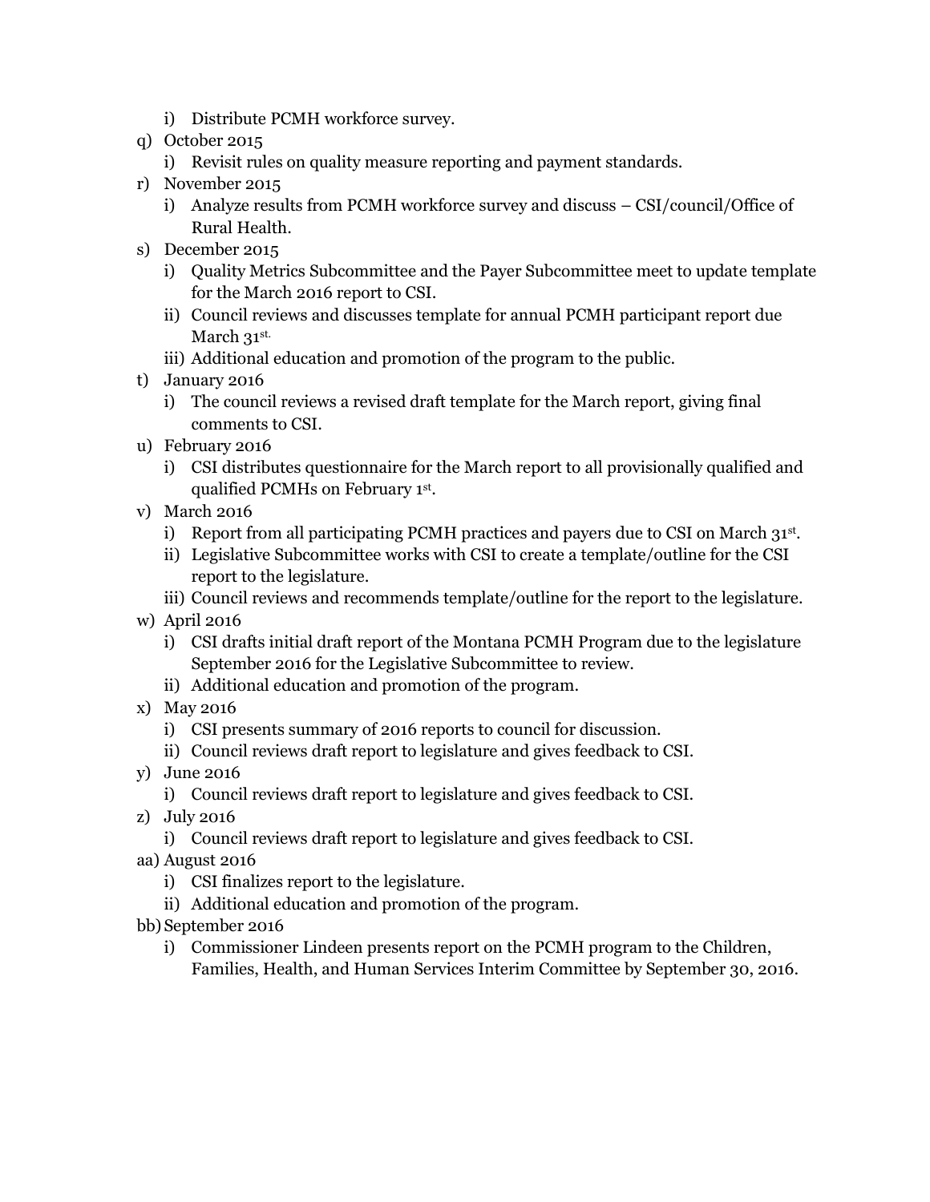i) Distribute PCMH workforce survey.

q) October 2015
   i) Revisit rules on quality measure reporting and payment standards.

r) November 2015
   i) Analyze results from PCMH workforce survey and discuss – CSI/council/Office of Rural Health.

s) December 2015
   i) Quality Metrics Subcommittee and the Payer Subcommittee meet to update template for the March 2016 report to CSI.
   ii) Council reviews and discusses template for annual PCMH participant report due March 31st.
   iii) Additional education and promotion of the program to the public.

t) January 2016
   i) The council reviews a revised draft template for the March report, giving final comments to CSI.

u) February 2016
   i) CSI distributes questionnaire for the March report to all provisionally qualified and qualified PCMHs on February 1st.

v) March 2016
   i) Report from all participating PCMH practices and payers due to CSI on March 31st.
   ii) Legislative Subcommittee works with CSI to create a template/outline for the CSI report to the legislature.
   iii) Council reviews and recommends template/outline for the report to the legislature.

w) April 2016
   i) CSI drafts initial draft report of the Montana PCMH Program due to the legislature September 2016 for the Legislative Subcommittee to review.
   ii) Additional education and promotion of the program.

x) May 2016
   i) CSI presents summary of 2016 reports to council for discussion.
   ii) Council reviews draft report to legislature and gives feedback to CSI.

y) June 2016
   i) Council reviews draft report to legislature and gives feedback to CSI.

z) July 2016
   i) Council reviews draft report to legislature and gives feedback to CSI.

aa) August 2016
   i) CSI finalizes report to the legislature.
   ii) Additional education and promotion of the program.

bb) September 2016
   i) Commissioner Lindeen presents report on the PCMH program to the Children, Families, Health, and Human Services Interim Committee by September 30, 2016.